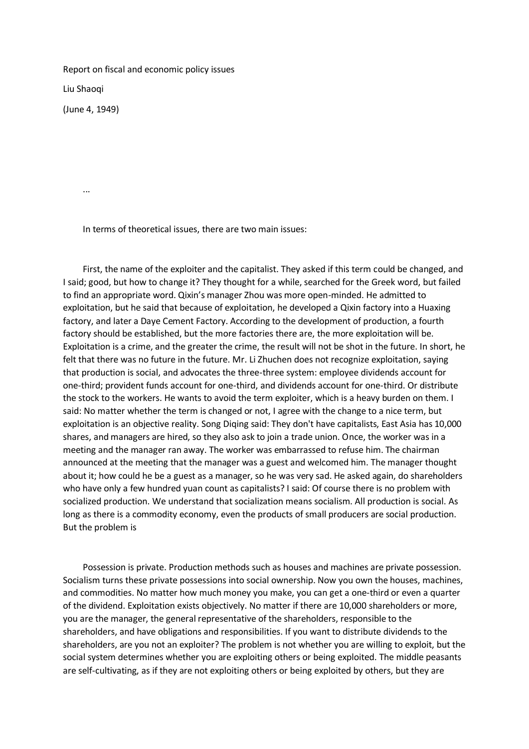Report on fiscal and economic policy issues

Liu Shaoqi

(June 4, 1949)

...

In terms of theoretical issues, there are two main issues:

First, the name of the exploiter and the capitalist. They asked if this term could be changed, and I said; good, but how to change it? They thought for a while, searched for the Greek word, but failed to find an appropriate word. Qixin's manager Zhou was more open-minded. He admitted to exploitation, but he said that because of exploitation, he developed a Qixin factory into a Huaxing factory, and later a Daye Cement Factory. According to the development of production, a fourth factory should be established, but the more factories there are, the more exploitation will be. Exploitation is a crime, and the greater the crime, the result will not be shot in the future. In short, he felt that there was no future in the future. Mr. Li Zhuchen does not recognize exploitation, saying that production is social, and advocates the three-three system: employee dividends account for one-third; provident funds account for one-third, and dividends account for one-third. Or distribute the stock to the workers. He wants to avoid the term exploiter, which is a heavy burden on them. I said: No matter whether the term is changed or not, I agree with the change to a nice term, but exploitation is an objective reality. Song Diqing said: They don't have capitalists, East Asia has 10,000 shares, and managers are hired, so they also ask to join a trade union. Once, the worker was in a meeting and the manager ran away. The worker was embarrassed to refuse him. The chairman announced at the meeting that the manager was a guest and welcomed him. The manager thought about it; how could he be a guest as a manager, so he was very sad. He asked again, do shareholders who have only a few hundred yuan count as capitalists? I said: Of course there is no problem with socialized production. We understand that socialization means socialism. All production is social. As long as there is a commodity economy, even the products of small producers are social production. But the problem is

Possession is private. Production methods such as houses and machines are private possession. Socialism turns these private possessions into social ownership. Now you own the houses, machines, and commodities. No matter how much money you make, you can get a one-third or even a quarter of the dividend. Exploitation exists objectively. No matter if there are 10,000 shareholders or more, you are the manager, the general representative of the shareholders, responsible to the shareholders, and have obligations and responsibilities. If you want to distribute dividends to the shareholders, are you not an exploiter? The problem is not whether you are willing to exploit, but the social system determines whether you are exploiting others or being exploited. The middle peasants are self-cultivating, as if they are not exploiting others or being exploited by others, but they are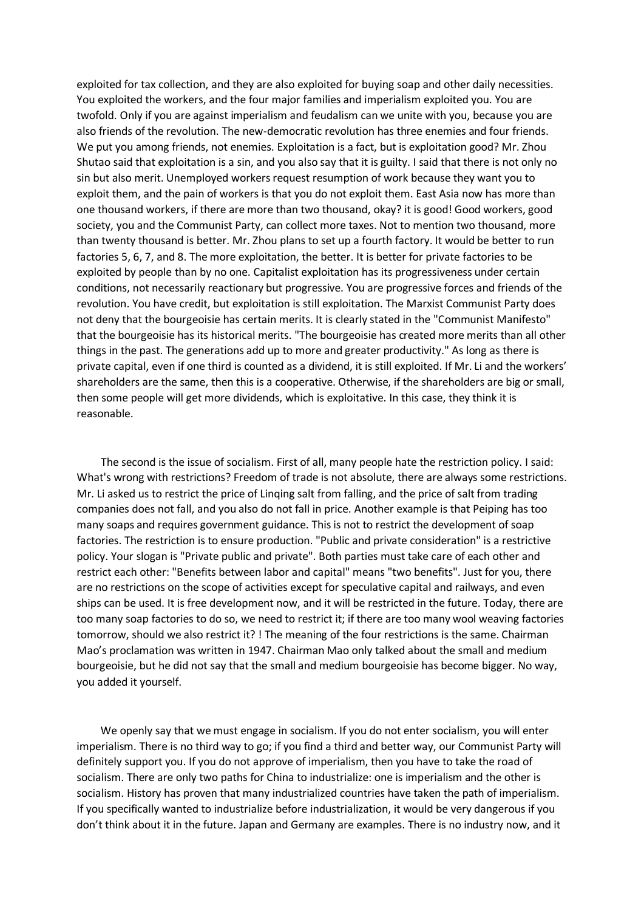exploited for tax collection, and they are also exploited for buying soap and other daily necessities. You exploited the workers, and the four major families and imperialism exploited you. You are twofold. Only if you are against imperialism and feudalism can we unite with you, because you are also friends of the revolution. The new-democratic revolution has three enemies and four friends. We put you among friends, not enemies. Exploitation is a fact, but is exploitation good? Mr. Zhou Shutao said that exploitation is a sin, and you also say that it is guilty. I said that there is not only no sin but also merit. Unemployed workers request resumption of work because they want you to exploit them, and the pain of workers is that you do not exploit them. East Asia now has more than one thousand workers, if there are more than two thousand, okay? it is good! Good workers, good society, you and the Communist Party, can collect more taxes. Not to mention two thousand, more than twenty thousand is better. Mr. Zhou plans to set up a fourth factory. It would be better to run factories 5, 6, 7, and 8. The more exploitation, the better. It is better for private factories to be exploited by people than by no one. Capitalist exploitation has its progressiveness under certain conditions, not necessarily reactionary but progressive. You are progressive forces and friends of the revolution. You have credit, but exploitation is still exploitation. The Marxist Communist Party does not deny that the bourgeoisie has certain merits. It is clearly stated in the "Communist Manifesto" that the bourgeoisie has its historical merits. "The bourgeoisie has created more merits than all other things in the past. The generations add up to more and greater productivity." As long as there is private capital, even if one third is counted as a dividend, it is still exploited. If Mr. Li and the workers' shareholders are the same, then this is a cooperative. Otherwise, if the shareholders are big or small, then some people will get more dividends, which is exploitative. In this case, they think it is reasonable.

The second is the issue of socialism. First of all, many people hate the restriction policy. I said: What's wrong with restrictions? Freedom of trade is not absolute, there are always some restrictions. Mr. Li asked us to restrict the price of Linqing salt from falling, and the price of salt from trading companies does not fall, and you also do not fall in price. Another example is that Peiping has too many soaps and requires government guidance. This is not to restrict the development of soap factories. The restriction is to ensure production. "Public and private consideration" is a restrictive policy. Your slogan is "Private public and private". Both parties must take care of each other and restrict each other: "Benefits between labor and capital" means "two benefits". Just for you, there are no restrictions on the scope of activities except for speculative capital and railways, and even ships can be used. It is free development now, and it will be restricted in the future. Today, there are too many soap factories to do so, we need to restrict it; if there are too many wool weaving factories tomorrow, should we also restrict it? ! The meaning of the four restrictions is the same. Chairman Mao's proclamation was written in 1947. Chairman Mao only talked about the small and medium bourgeoisie, but he did not say that the small and medium bourgeoisie has become bigger. No way, you added it yourself.

We openly say that we must engage in socialism. If you do not enter socialism, you will enter imperialism. There is no third way to go; if you find a third and better way, our Communist Party will definitely support you. If you do not approve of imperialism, then you have to take the road of socialism. There are only two paths for China to industrialize: one is imperialism and the other is socialism. History has proven that many industrialized countries have taken the path of imperialism. If you specifically wanted to industrialize before industrialization, it would be very dangerous if you don't think about it in the future. Japan and Germany are examples. There is no industry now, and it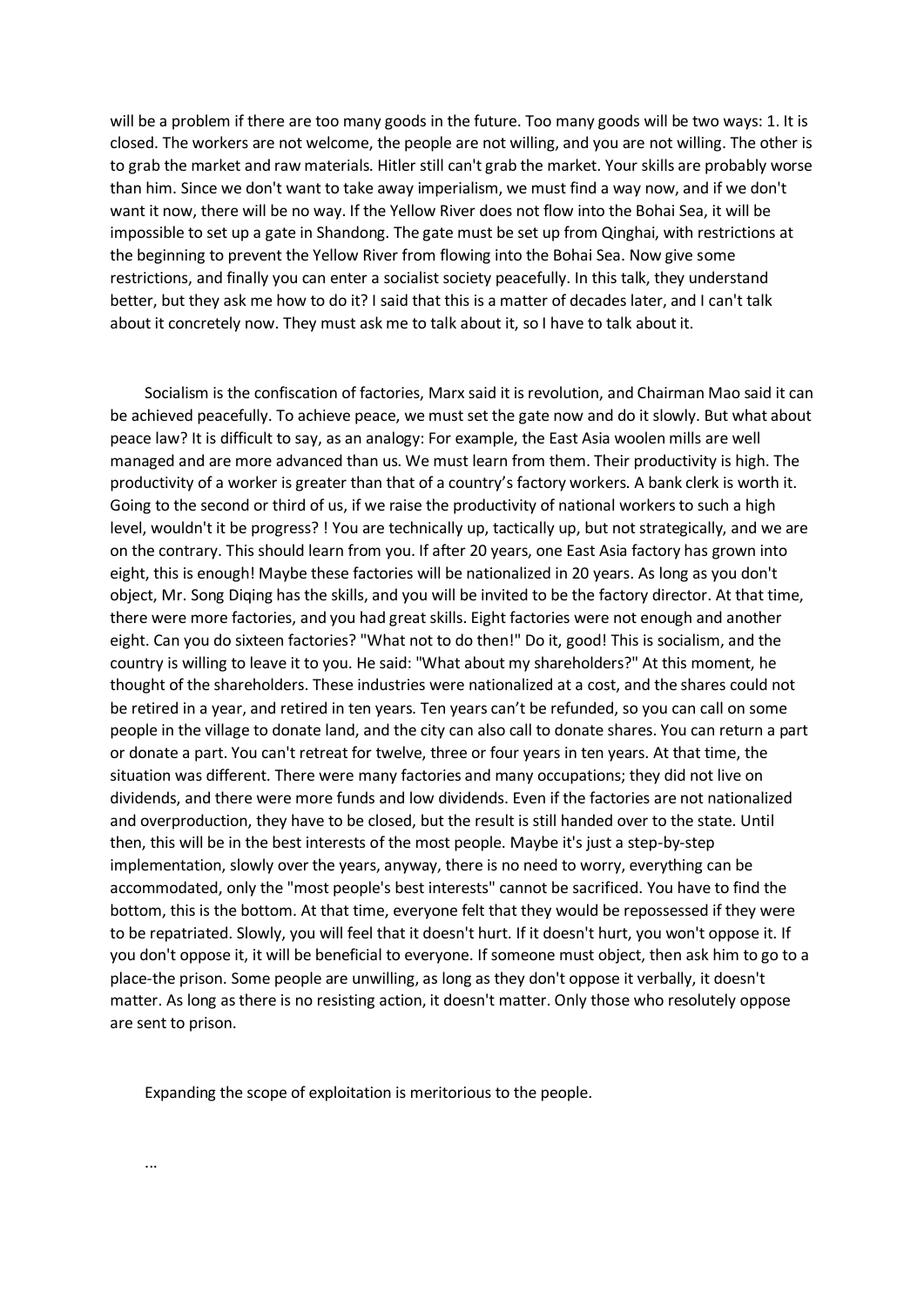will be a problem if there are too many goods in the future. Too many goods will be two ways: 1. It is closed. The workers are not welcome, the people are not willing, and you are not willing. The other is to grab the market and raw materials. Hitler still can't grab the market. Your skills are probably worse than him. Since we don't want to take away imperialism, we must find a way now, and if we don't want it now, there will be no way. If the Yellow River does not flow into the Bohai Sea, it will be impossible to set up a gate in Shandong. The gate must be set up from Qinghai, with restrictions at the beginning to prevent the Yellow River from flowing into the Bohai Sea. Now give some restrictions, and finally you can enter a socialist society peacefully. In this talk, they understand better, but they ask me how to do it? I said that this is a matter of decades later, and I can't talk about it concretely now. They must ask me to talk about it, so I have to talk about it.

Socialism is the confiscation of factories, Marx said it is revolution, and Chairman Mao said it can be achieved peacefully. To achieve peace, we must set the gate now and do it slowly. But what about peace law? It is difficult to say, as an analogy: For example, the East Asia woolen mills are well managed and are more advanced than us. We must learn from them. Their productivity is high. The productivity of a worker is greater than that of a country's factory workers. A bank clerk is worth it. Going to the second or third of us, if we raise the productivity of national workers to such a high level, wouldn't it be progress? ! You are technically up, tactically up, but not strategically, and we are on the contrary. This should learn from you. If after 20 years, one East Asia factory has grown into eight, this is enough! Maybe these factories will be nationalized in 20 years. As long as you don't object, Mr. Song Diqing has the skills, and you will be invited to be the factory director. At that time, there were more factories, and you had great skills. Eight factories were not enough and another eight. Can you do sixteen factories? "What not to do then!" Do it, good! This is socialism, and the country is willing to leave it to you. He said: "What about my shareholders?" At this moment, he thought of the shareholders. These industries were nationalized at a cost, and the shares could not be retired in a year, and retired in ten years. Ten years can't be refunded, so you can call on some people in the village to donate land, and the city can also call to donate shares. You can return a part or donate a part. You can't retreat for twelve, three or four years in ten years. At that time, the situation was different. There were many factories and many occupations; they did not live on dividends, and there were more funds and low dividends. Even if the factories are not nationalized and overproduction, they have to be closed, but the result is still handed over to the state. Until then, this will be in the best interests of the most people. Maybe it's just a step-by-step implementation, slowly over the years, anyway, there is no need to worry, everything can be accommodated, only the "most people's best interests" cannot be sacrificed. You have to find the bottom, this is the bottom. At that time, everyone felt that they would be repossessed if they were to be repatriated. Slowly, you will feel that it doesn't hurt. If it doesn't hurt, you won't oppose it. If you don't oppose it, it will be beneficial to everyone. If someone must object, then ask him to go to a place-the prison. Some people are unwilling, as long as they don't oppose it verbally, it doesn't matter. As long as there is no resisting action, it doesn't matter. Only those who resolutely oppose are sent to prison.

Expanding the scope of exploitation is meritorious to the people.

...